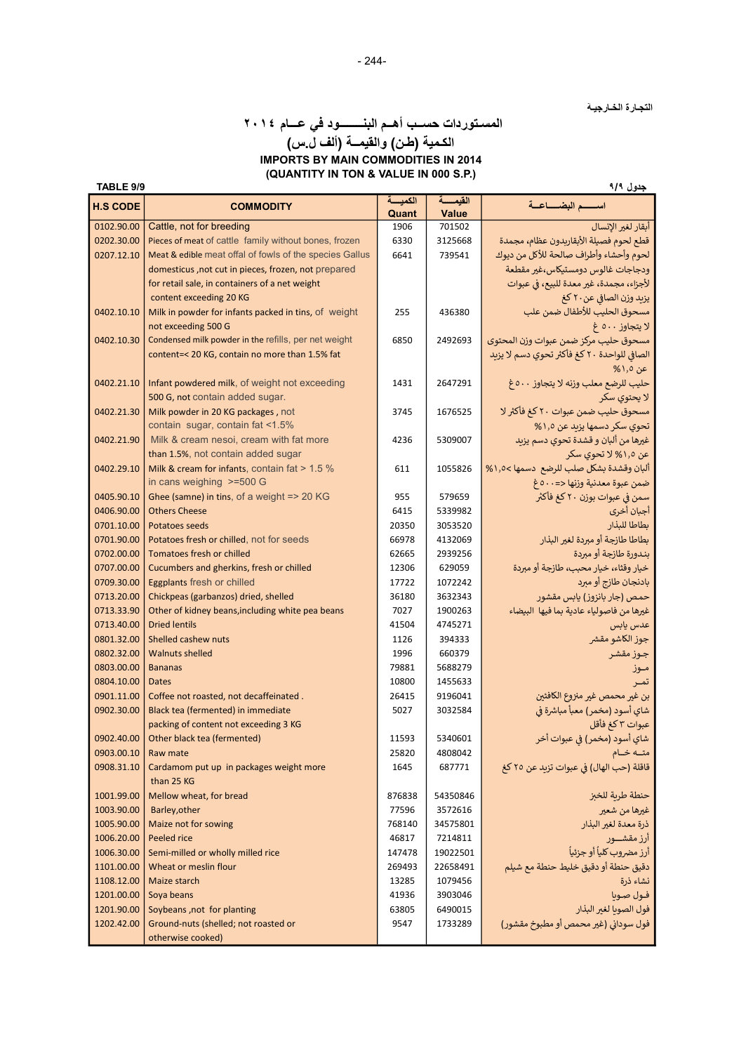التجارة الخارجية

# المستوردات حسب أهم البنود في عام ٢٠١٤
## الكمية (طن) والقيمة (ألف ل.س)
## IMPORTS BY MAIN COMMODITIES IN 2014
## (QUANTITY IN TON & VALUE IN 000 S.P.)

TABLE 9/9 جدول ٩/٩

| H.S CODE | COMMODITY | الكمية Quant | القيمة Value | اسم البضاعة |
|---|---|---|---|---|
| 0102.90.00 | Cattle, not for breeding | 1906 | 701502 | أبقار لغير الإنسال |
| 0202.30.00 | Pieces of meat of cattle family without bones, frozen | 6330 | 3125668 | قطع لحوم فصيلة الأبقاربدون عظام، مجمدة |
| 0207.12.10 | Meat & edible meat offal of fowls of the species Gallus domesticus ,not cut in pieces, frozen, not prepared for retail sale, in containers of a net weight content exceeding 20 KG | 6641 | 739541 | لحوم وأحشاء وأطراف صالحة للأكل من ديوك ودجاجات غالوس دومستيكاس،غير مقطعة لأجزاء، مجمدة، غير معدة للبيع، في عبوات يزيد وزن الصافي عن ٢٠ كغ |
| 0402.10.10 | Milk in powder for infants packed in tins, of weight not exceeding 500 G | 255 | 436380 | مسحوق الحليب للأطفال ضمن علب لا يتجاوز ٥٠٠ غ |
| 0402.10.30 | Condensed milk powder in the refills, per net weight content=< 20 KG, contain no more than 1.5% fat | 6850 | 2492693 | مسحوق حليب مركز ضمن عبوات وزن المحتوى الصافي للواحدة ٢٠ كغ فأكثر تحوي دسم لا يزيد عن ١,٥% |
| 0402.21.10 | Infant powdered milk, of weight not exceeding 500 G, not contain added sugar. | 1431 | 2647291 | حليب للرضع معلب وزنه لا يتجاوز ٥٠٠غ لا يحتوي سكر |
| 0402.21.30 | Milk powder in 20 KG packages , not contain sugar, contain fat <1.5% | 3745 | 1676525 | مسحوق حليب ضمن عبوات ٢٠ كغ فأكثر لا تحوي سكر دسمها يزيد عن ١,٥% |
| 0402.21.90 | Milk & cream nesoi, cream with fat more than 1.5%, not contain added sugar | 4236 | 5309007 | غيرها من ألبان و قشدة تحوي دسم يزيد عن ١,٥% لا تحوي سكر |
| 0402.29.10 | Milk & cream for infants, contain fat > 1.5 % in cans weighing >=500 G | 611 | 1055826 | ألبان وقشدة بشكل صلب للرضع دسمها >١,٥% ضمن عبوة معدنية وزنها <=٥٠٠غ |
| 0405.90.10 | Ghee (samne) in tins, of a weight => 20 KG | 955 | 579659 | سمن في عبوات بوزن ٢٠ كغ فأكثر |
| 0406.90.00 | Others Cheese | 6415 | 5339982 | أجبان أخرى |
| 0701.10.00 | Potatoes seeds | 20350 | 3053520 | بطاطا للبذار |
| 0701.90.00 | Potatoes fresh or chilled, not for seeds | 66978 | 4132069 | بطاطا طازجة أو مبردة لغير البذار |
| 0702.00.00 | Tomatoes fresh or chilled | 62665 | 2939256 | بندورة طازجة أو مبردة |
| 0707.00.00 | Cucumbers and gherkins, fresh or chilled | 12306 | 629059 | خيار وقثاء، خيار محبب، طازجة أو مبردة |
| 0709.30.00 | Eggplants fresh or chilled | 17722 | 1072242 | باذنجان طازج أو مبرد |
| 0713.20.00 | Chickpeas (garbanzos) dried, shelled | 36180 | 3632343 | حمص (جار بانزوز) يابس مقشور |
| 0713.33.90 | Other of kidney beans,including white pea beans | 7027 | 1900263 | غيرها من فاصولياء عادية بما فيها البيضاء |
| 0713.40.00 | Dried lentils | 41504 | 4745271 | عدس يابس |
| 0801.32.00 | Shelled cashew nuts | 1126 | 394333 | جوز الكاشو مقشر |
| 0802.32.00 | Walnuts shelled | 1996 | 660379 | جوز مقشر |
| 0803.00.00 | Bananas | 79881 | 5688279 | موز |
| 0804.10.00 | Dates | 10800 | 1455633 | تمر |
| 0901.11.00 | Coffee not roasted, not decaffeinated . | 26415 | 9196041 | بن غير محمص غير منزوع الكافئين |
| 0902.30.00 | Black tea (fermented) in immediate packing of content not exceeding 3 KG | 5027 | 3032584 | شاي أسود (مخمر) معبأ مباشرة في عبوات ٣ كغ فأقل |
| 0902.40.00 | Other black tea (fermented) | 11593 | 5340601 | شاي أسود (مخمر) في عبوات أخر |
| 0903.00.10 | Raw mate | 25820 | 4808042 | متة خام |
| 0908.31.10 | Cardamom put up in packages weight more than 25 KG | 1645 | 687771 | قاقلة (حب الهال) في عبوات تزيد عن ٢٥ كغ |
| 1001.99.00 | Mellow wheat, for bread | 876838 | 54350846 | حنطة طرية للخبز |
| 1003.90.00 | Barley,other | 77596 | 3572616 | غيرها من شعير |
| 1005.90.00 | Maize not for sowing | 768140 | 34575801 | ذرة معدة لغير البذار |
| 1006.20.00 | Peeled rice | 46817 | 7214811 | أرز مقشور |
| 1006.30.00 | Semi-milled or wholly milled rice | 147478 | 19022501 | أرز مضروب كلياً أو جزئياً |
| 1101.00.00 | Wheat or meslin flour | 269493 | 22658491 | دقيق حنطة أو دقيق خليط حنطة مع شيلم |
| 1108.12.00 | Maize starch | 13285 | 1079456 | نشاء ذرة |
| 1201.00.00 | Soya beans | 41936 | 3903046 | فول صويا |
| 1201.90.00 | Soybeans ,not for planting | 63805 | 6490015 | فول الصويا لغير البذار |
| 1202.42.00 | Ground-nuts (shelled; not roasted or otherwise cooked) | 9547 | 1733289 | فول سوداني (غير محمص أو مطبوخ مقشور) |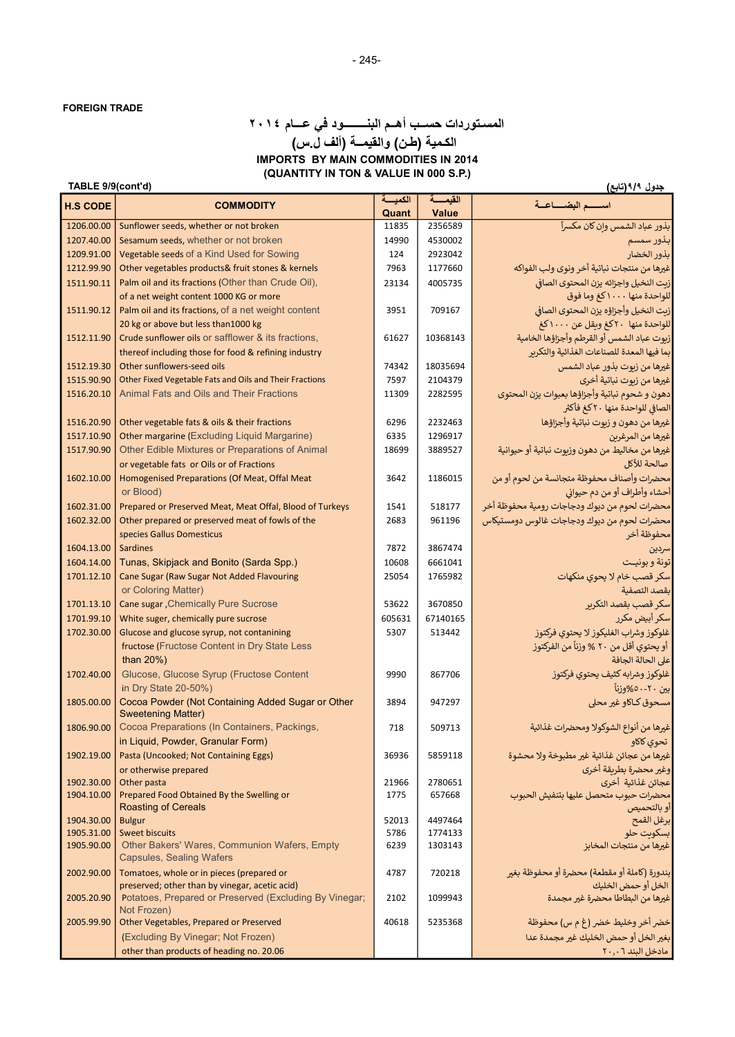FOREIGN TRADE

# المستوردات حسـب أهـم البنـــــــود في عــام ٢٠١٤
## الكمية (طن) والقيمــة (ألف ل.س)
## IMPORTS BY MAIN COMMODITIES IN 2014
## (QUANTITY IN TON & VALUE IN 000 S.P.)

TABLE 9/9(cont'd) جدول ٩/٩(تابع)

| H.S CODE | COMMODITY | الكميـــة Quant | القيمـــة Value | اســــم البضـــــاعــة |
|---|---|---|---|---|
| 1206.00.00 | Sunflower seeds, whether or not broken | 11835 | 2356589 | بذور عباد الشمس وإن كان مكسراً |
| 1207.40.00 | Sesamum seeds, whether or not broken | 14990 | 4530002 | بذور سمسم |
| 1209.91.00 | Vegetable seeds of a Kind Used for Sowing | 124 | 2923042 | بذور الخضار |
| 1212.99.90 | Other vegetables products& fruit stones & kernels | 7963 | 1177660 | غيرها من منتجات نباتية أخر ونوى ولب الفواكه |
| 1511.90.11 | Palm oil and its fractions (Other than Crude Oil), of a net weight content 1000 KG or more | 23134 | 4005735 | زيت النخيل واجزائه بزن المحتوى الصافي للواحدة منها ١٠٠٠كغ وما فوق |
| 1511.90.12 | Palm oil and its fractions, of a net weight content 20 kg or above but less than1000 kg | 3951 | 709167 | زيت النخيل وأجزاؤه بزن المحتوى الصافي للواحدة منها ٢٠كغ ويقل عن ١٠٠٠كغ |
| 1512.11.90 | Crude sunflower oils or safflower & its fractions, thereof including those for food & refining industry | 61627 | 10368143 | زيوت عباد الشمس أو القرطم وأجزاؤها الخامية بما فيها المعدة للصناعات الغذائية والتكرير |
| 1512.19.30 | Other sunflowers-seed oils | 74342 | 18035694 | غيرها من زيوت بذور عباد الشمس |
| 1515.90.90 | Other Fixed Vegetable Fats and Oils and Their Fractions | 7597 | 2104379 | غيرها من زيوت نباتية أخرى |
| 1516.20.10 | Animal Fats and Oils and Their Fractions | 11309 | 2282595 | دهون و شحوم نباتية وأجزاؤها بعبوات يزن المحتوى الصافي للواحدة منها ٢٠كغ فأكثر |
| 1516.20.90 | Other vegetable fats & oils & their fractions | 6296 | 2232463 | غيرها من دهون و زيوت نباتية وأجزاؤها |
| 1517.10.90 | Other margarine (Excluding Liquid Margarine) | 6335 | 1296917 | غيرها من المرغرين |
| 1517.90.90 | Other Edible Mixtures or Preparations of Animal or vegetable fats or Oils or of Fractions | 18699 | 3889527 | غيرها من مخاليط من دهون وزيوت نباتية أو حيوانية صالحة للأكل |
| 1602.10.00 | Homogenised Preparations (Of Meat, Offal Meat or Blood) | 3642 | 1186015 | محضرات وأصناف محفوظة متجانسة من لحوم أو من أحشاء وأطراف أو من دم حيواني |
| 1602.31.00 | Prepared or Preserved Meat, Meat Offal, Blood of Turkeys | 1541 | 518177 | محضرات لحوم من ديوك ودجاجات رومية محفوظة أخر |
| 1602.32.00 | Other prepared or preserved meat of fowls of the species Gallus Domesticus | 2683 | 961196 | محضرات لحوم من ديوك ودجاجات غالوس دومستيكاس محفوظة أخر |
| 1604.13.00 | Sardines | 7872 | 3867474 | سردين |
| 1604.14.00 | Tunas, Skipjack and Bonito (Sarda Spp.) | 10608 | 6661041 | تونة و بونيـت |
| 1701.12.10 | Cane Sugar (Raw Sugar Not Added Flavouring or Coloring Matter) | 25054 | 1765982 | سكر قصب خام لا يحوي منكهات بقصد التصفية |
| 1701.13.10 | Cane sugar ,Chemically Pure Sucrose | 53622 | 3670850 | سكر قصب بقصد التكرير |
| 1701.99.10 | White suger, chemically pure sucrose | 605631 | 67140165 | سكر أبيض مكرر |
| 1702.30.00 | Glucose and glucose syrup, not containing fructose (Fructose Content in Dry State Less than 20%) | 5307 | 513442 | غلوكوز وشراب الغليكوز لا يحتوي فركتوز أو يحتوي أقل من ٢٠ % وزناً من الفركتوز على الحالة الجافة |
| 1702.40.00 | Glucose, Glucose Syrup (Fructose Content in Dry State 20-50%) | 9990 | 867706 | غلوكوز وشرابه كثيف يحتوي فركتوز بين ٢٠-٥٠%وزناً |
| 1805.00.00 | Cocoa Powder (Not Containing Added Sugar or Other Sweetening Matter) | 3894 | 947297 | مسحوق كاكاو غير محلى |
| 1806.90.00 | Cocoa Preparations (In Containers, Packings, in Liquid, Powder, Granular Form) | 718 | 509713 | غيرها من أنواع الشوكولا ومحضرات غذائية تحوي كاكاو |
| 1902.19.00 | Pasta (Uncooked; Not Containing Eggs) or otherwise prepared | 36936 | 5859118 | غيرها من عجائن غذائية غير مطبوخة ولا محشوة وغير محضرة بطريقة أخرى |
| 1902.30.00 | Other pasta | 21966 | 2780651 | عجائن غذائية أخرى |
| 1904.10.00 | Prepared Food Obtained By the Swelling or Roasting of Cereals | 1775 | 657668 | محضرات حبوب متحصل عليها بتنفيش الحبوب أو بالتحميص |
| 1904.30.00 | Bulgur | 52013 | 4497464 | برغل القمح |
| 1905.31.00 | Sweet biscuits | 5786 | 1774133 | بسكويت حلو |
| 1905.90.00 | Other Bakers' Wares, Communion Wafers, Empty Capsules, Sealing Wafers | 6239 | 1303143 | غيرها من منتجات المخابز |
| 2002.90.00 | Tomatoes, whole or in pieces (prepared or preserved; other than by vinegar, acetic acid) | 4787 | 720218 | بندورة (كاملة أو مقطعة) محضرة أو محفوظة بغير الخل أو حمض الخليك |
| 2005.20.90 | Potatoes, Prepared or Preserved (Excluding By Vinegar; Not Frozen) | 2102 | 1099943 | غيرها من البطاطا محضرة غير مجمدة |
| 2005.99.90 | Other Vegetables, Prepared or Preserved (Excluding By Vinegar; Not Frozen) other than products of heading no. 20.06 | 40618 | 5235368 | خضر أخر وخليط خضر (غ م س) محفوظة بغير الخل أو حمض الخليك غير مجمدة عدا مادخل البند ٢٠,٠٦ |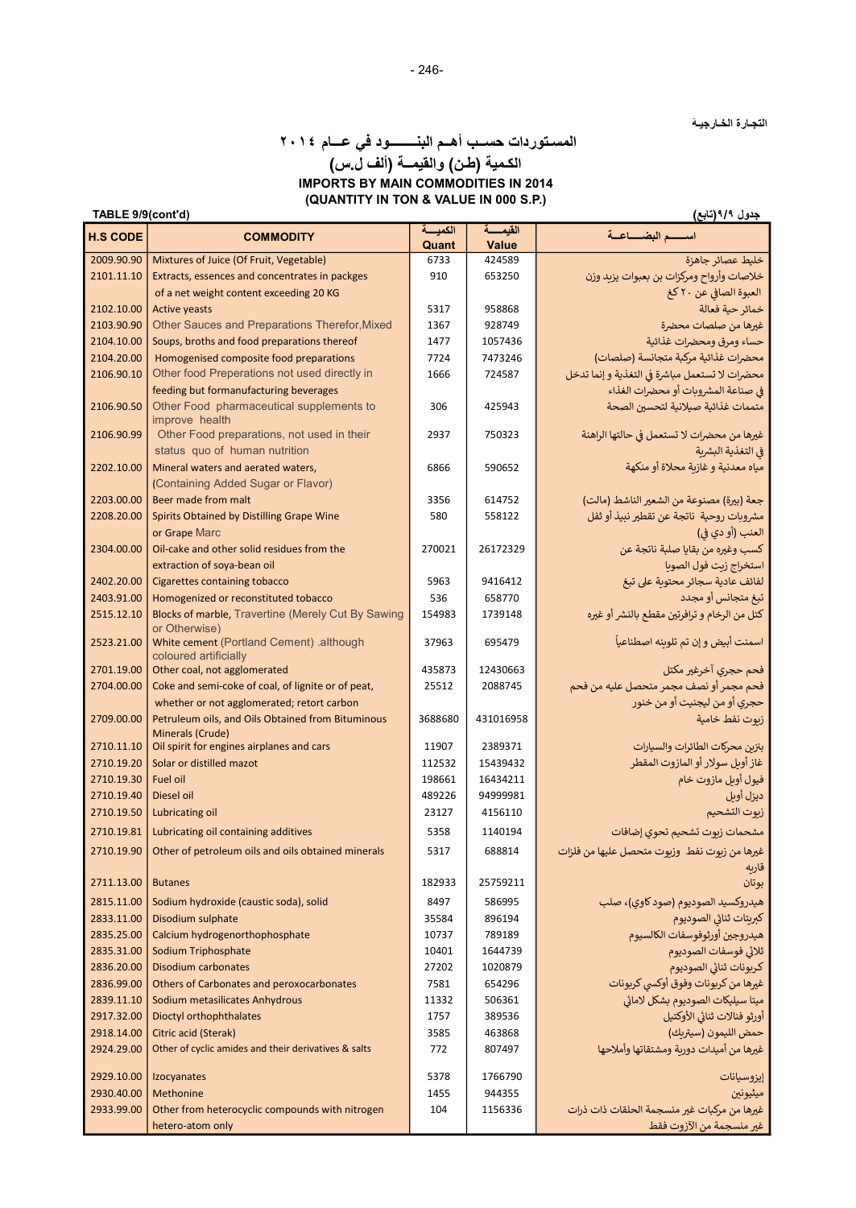التجارة الخارجية

# المستوردات حسب أهم البنـــــود في عــام ٢٠١٤
## الكمية (طن) والقيمــة (ألف ل.س)
## IMPORTS BY MAIN COMMODITIES IN 2014
## (QUANTITY IN TON & VALUE IN 000 S.P.)

TABLE 9/9(cont'd) جدول ٩/٩(تابع)

| H.S CODE | COMMODITY | الكميـــة Quant | القيمـــة Value | اســـم البضــــاعــة |
|---|---|---|---|---|
| 2009.90.90 | Mixtures of Juice (Of Fruit, Vegetable) | 6733 | 424589 | خليط عصائر جاهزة |
| 2101.11.10 | Extracts, essences and concentrates in packges of a net weight content exceeding 20 KG | 910 | 653250 | خلاصات وأرواح ومركزات بن بعبوات يزيد وزن العبوة الصافي عن ٢٠ كغ |
| 2102.10.00 | Active yeasts | 5317 | 958868 | خمائر حية فعالة |
| 2103.90.90 | Other Sauces and Preparations Therefor,Mixed | 1367 | 928749 | غيرها من صلصات محضرة |
| 2104.10.00 | Soups, broths and food preparations thereof | 1477 | 1057436 | حساء ومرق ومحضرات غذائية |
| 2104.20.00 | Homogenised composite food preparations | 7724 | 7473246 | محضرات غذائية مركبة متجانسة (صلصات) |
| 2106.90.10 | Other food Preperations not used directly in feeding but formanufacturing beverages | 1666 | 724587 | محضرات لا تستعمل مباشرة في التغذية و إنما تدخل في صناعة المشروبات أو محضرات الغذاء |
| 2106.90.50 | Other Food pharmaceutical supplements to improve health | 306 | 425943 | متممات غذائية صيلانية لتحسين الصحة |
| 2106.90.99 | Other Food preparations, not used in their status quo of human nutrition | 2937 | 750323 | غيرها من محضرات لا تستعمل في حالتها الراهنة في التغذية البشرية |
| 2202.10.00 | Mineral waters and aerated waters, (Containing Added Sugar or Flavor) | 6866 | 590652 | مياه معدنية و غازية محلاة أو منكهة |
| 2203.00.00 | Beer made from malt | 3356 | 614752 | جعة (بيرة) مصنوعة من الشعير الناشط (مالت) |
| 2208.20.00 | Spirits Obtained by Distilling Grape Wine or Grape Marc | 580 | 558122 | مشروبات روحية ناتجة عن تقطير نبيذ أو ثفل العنب (أو دي في) |
| 2304.00.00 | Oil-cake and other solid residues from the extraction of soya-bean oil | 270021 | 26172329 | كسب وغيره من بقايا صلبة ناتجة عن استخراج زيت فول الصويا |
| 2402.20.00 | Cigarettes containing tobacco | 5963 | 9416412 | لفائف عادية سجائر محتوية على تبغ |
| 2403.91.00 | Homogenized or reconstituted tobacco | 536 | 658770 | تبغ متجانس أو مجدد |
| 2515.12.10 | Blocks of marble, Travertine (Merely Cut By Sawing or Otherwise) | 154983 | 1739148 | كتل من الرخام و ترافرتين مقطع بالنشر أو غيره |
| 2523.21.00 | White cement (Portland Cement) .although coloured artificially | 37963 | 695479 | اسمنت أبيض و إن تم تلوينه اصطناعياً |
| 2701.19.00 | Other coal, not agglomerated | 435873 | 12430663 | فحم حجري آخرغير مكتل |
| 2704.00.00 | Coke and semi-coke of coal, of lignite or of peat, whether or not agglomerated; retort carbon | 25512 | 2088745 | فحم مجمر أو نصف مجمر متحصل عليه من فحم حجري أو من ليجنيت أو من خنور |
| 2709.00.00 | Petruleum oils, and Oils Obtained from Bituminous Minerals (Crude) | 3688680 | 431016958 | زيوت نفط خامية |
| 2710.11.10 | Oil spirit for engines airplanes and cars | 11907 | 2389371 | بنزين محركات الطائرات والسيارات |
| 2710.19.20 | Solar or distilled mazot | 112532 | 15439432 | غاز أويل سولار أو المازوت المقطر |
| 2710.19.30 | Fuel oil | 198661 | 16434211 | فيول أويل مازوت خام |
| 2710.19.40 | Diesel oil | 489226 | 94999981 | ديزل أويل |
| 2710.19.50 | Lubricating oil | 23127 | 4156110 | زيوت التشحيم |
| 2710.19.81 | Lubricating oil containing additives | 5358 | 1140194 | مشحمات زيوت تشحيم تحوي إضافات |
| 2710.19.90 | Other of petroleum oils and oils obtained minerals | 5317 | 688814 | غيرها من زيوت نفط وزيوت متحصل عليها من فلزات قاريه |
| 2711.13.00 | Butanes | 182933 | 25759211 | بوتان |
| 2815.11.00 | Sodium hydroxide (caustic soda), solid | 8497 | 586995 | هيدروكسيد الصوديوم (صود كاوي)، صلب |
| 2833.11.00 | Disodium sulphate | 35584 | 896194 | كبريتات ثنائي الصوديوم |
| 2835.25.00 | Calcium hydrogenorthophosphate | 10737 | 789189 | هيدروجين أورثوفوسفات الكالسيوم |
| 2835.31.00 | Sodium Triphosphate | 10401 | 1644739 | ثلاثي فوسفات الصوديوم |
| 2836.20.00 | Disodium carbonates | 27202 | 1020879 | كربونات ثنائي الصوديوم |
| 2836.99.00 | Others of Carbonates and peroxocarbonates | 7581 | 654296 | غيرها من كربونات وفوق أوكسي كربونات |
| 2839.11.00 | Sodium metasilicates Anhydrous | 11332 | 506361 | ميتا سيليكات الصوديوم بشكل لامائي |
| 2917.32.00 | Dioctyl orthophthalates | 1757 | 389536 | أورثو فثالات ثنائي الأوكتيل |
| 2918.14.00 | Citric acid (Sterak) | 3585 | 463868 | حمض الليمون (سيتريك) |
| 2924.29.00 | Other of cyclic amides and their derivatives & salts | 772 | 807497 | غيرها من أميدات دورية ومشتقاتها وأملاحها |
| 2929.10.00 | Izocyanates | 5378 | 1766790 | إيزوسيانات |
| 2930.40.00 | Methonine | 1455 | 944355 | ميثيونين |
| 2933.99.00 | Other from heterocyclic compounds with nitrogen hetero-atom only | 104 | 1156336 | غيرها من مركبات غير منسجمة الحلقات ذات ذرات غير منسجمة من الآزوت فقط |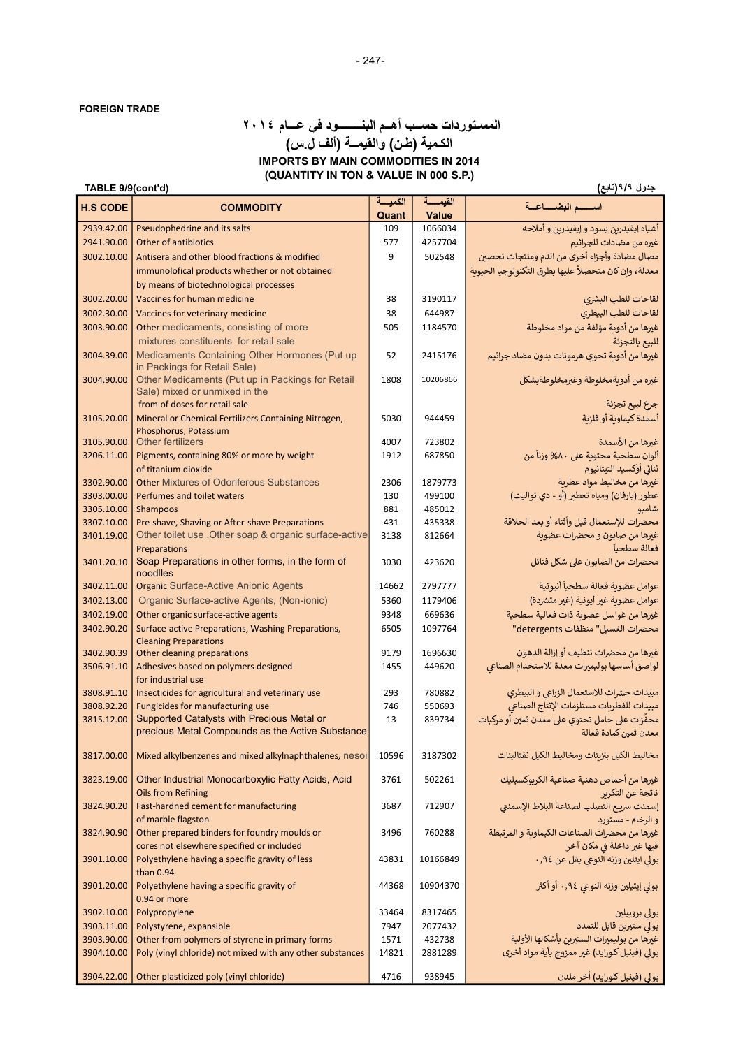**FOREIGN TRADE**

## المستوردات حسـب أهـم البنــــــود في عــام ٢٠١٤
## الكمية (طن) والقيمــة (ألف ل.س)
## IMPORTS BY MAIN COMMODITIES IN 2014
## (QUANTITY IN TON & VALUE IN 000 S.P.)

**TABLE 9/9(cont'd)** — **جدول ٩/٩(تابع)**

| H.S CODE | COMMODITY | الكميــة Quant | القيمـــة Value | اســـم البضـــاعــة |
|---|---|---|---|---|
| 2939.42.00 | Pseudophedrine and its salts | 109 | 1066034 | أشباه إيفيدرين بسود و إيفيدرين و أملاحه |
| 2941.90.00 | Other of antibiotics | 577 | 4257704 | غيره من مضادات للجراثيم |
| 3002.10.00 | Antisera and other blood fractions & modified immunolofical products whether or not obtained by means of biotechnological processes | 9 | 502548 | مصال مضادة وأجزاء أخرى من الدم ومنتجات تحصين معدلة، وإن كان متحصلاً عليها بطرق التكنولوجيا الحيوية |
| 3002.20.00 | Vaccines for human medicine | 38 | 3190117 | لقاحات للطب البشري |
| 3002.30.00 | Vaccines for veterinary medicine | 38 | 644987 | لقاحات للطب البيطري |
| 3003.90.00 | Other medicaments, consisting of more mixtures constituents for retail sale | 505 | 1184570 | غيرها من أدوية مؤلفة من مواد مخلوطة للبيع بالتجزئة |
| 3004.39.00 | Medicaments Containing Other Hormones (Put up in Packings for Retail Sale) | 52 | 2415176 | غيرها من أدوية تحوي هرمونات بدون مضاد جراثيم |
| 3004.90.00 | Other Medicaments (Put up in Packings for Retail Sale) mixed or unmixed in the from of doses for retail sale | 1808 | 10206866 | غيره من أدويةمخلوطة وغيرمخلوطةبشكل جرع لبيع تجزئة |
| 3105.20.00 | Mineral or Chemical Fertilizers Containing Nitrogen, Phosphorus, Potassium | 5030 | 944459 | أسمدة كيماوية أو فلزية |
| 3105.90.00 | Other fertilizers | 4007 | 723802 | غيرها من الأسمدة |
| 3206.11.00 | Pigments, containing 80% or more by weight of titanium dioxide | 1912 | 687850 | ألوان سطحية محتوية على ٨٠% وزناً من ثنائي أوكسيد التيتانيوم |
| 3302.90.00 | Other Mixtures of Odoriferous Substances | 2306 | 1879773 | غيرها من مخاليط مواد عطرية |
| 3303.00.00 | Perfumes and toilet waters | 130 | 499100 | عطور (بارفان) ومياه تعطير (أو - دي تواليت) |
| 3305.10.00 | Shampoos | 881 | 485012 | شامبو |
| 3307.10.00 | Pre-shave, Shaving or After-shave Preparations | 431 | 435338 | محضرات للإستعمال قبل وأثناء أو بعد الحلاقة |
| 3401.19.00 | Other toilet use ,Other soap & organic surface-active Preparations | 3138 | 812664 | غيرها من صابون و محضرات عضوية فعالة سطحياً |
| 3401.20.10 | Soap Preparations in other forms, in the form of noodlles | 3030 | 423620 | محضرات من الصابون على شكل فتائل |
| 3402.11.00 | Organic Surface-Active Anionic Agents | 14662 | 2797777 | عوامل عضوية فعالة سطحياً أنيونية |
| 3402.13.00 | Organic Surface-active Agents, (Non-ionic) | 5360 | 1179406 | عوامل عضوية غير أيونية (غير متشردة) |
| 3402.19.00 | Other organic surface-active agents | 9348 | 669636 | غيرها من غواسل عضوية ذات فعالية سطحية |
| 3402.90.20 | Surface-active Preparations, Washing Preparations, Cleaning Preparations | 6505 | 1097764 | محضرات الغسيل" منظفات detergents" |
| 3402.90.39 | Other cleaning preparations | 9179 | 1696630 | غيرها من محضرات تنظيف أو إزالة الدهون |
| 3506.91.10 | Adhesives based on polymers designed for industrial use | 1455 | 449620 | لواصق أساسها بوليميرات معدة للاستخدام الصناعي |
| 3808.91.10 | Insecticides for agricultural and veterinary use | 293 | 780882 | مبيدات حشرات للاستعمال الزراعي و البيطري |
| 3808.92.20 | Fungicides for manufacturing use | 746 | 550693 | مبيدات للفطريات مستلزمات الإنتاج الصناعي |
| 3815.12.00 | Supported Catalysts with Precious Metal or precious Metal Compounds as the Active Substance | 13 | 839734 | محفّزات على حامل تحتوي على معدن ثمين أو مركبات معدن ثمين كمادة فعالة |
| 3817.00.00 | Mixed alkylbenzenes and mixed alkylnaphthalenes, nesoi | 10596 | 3187302 | مخاليط الكيل بنزينات ومخاليط الكيل نفثالينات |
| 3823.19.00 | Other Industrial Monocarboxylic Fatty Acids, Acid Oils from Refining | 3761 | 502261 | غيرها من أحماض دهنية صناعية الكربوكسيليك ناتجة عن التكرير |
| 3824.90.20 | Fast-hardned cement for manufacturing of marble flagston | 3687 | 712907 | إسمنت سريع التصلب لصناعة البلاط الإسمنتي و الرخام - مستورد |
| 3824.90.90 | Other prepared binders for foundry moulds or cores not elsewhere specified or included | 3496 | 760288 | غيرها من محضرات الصناعات الكيماوية و المرتبطة فيها غير داخلة في مكان آخر |
| 3901.10.00 | Polyethylene having a specific gravity of less than 0.94 | 43831 | 10166849 | بولي ايثلين وزنه النوعي يقل عن ٠,٩٤ |
| 3901.20.00 | Polyethylene having a specific gravity of 0.94 or more | 44368 | 10904370 | بولي إيتيلين وزنه النوعي ٠,٩٤ أو أكثر |
| 3902.10.00 | Polypropylene | 33464 | 8317465 | بولي بروبيلين |
| 3903.11.00 | Polystyrene, expansible | 7947 | 2077432 | بولي ستيرين قابل للتمدد |
| 3903.90.00 | Other from polymers of styrene in primary forms | 1571 | 432738 | غيرها من بوليميرات الستيرين بأشكالها الأولية |
| 3904.10.00 | Poly (vinyl chloride) not mixed with any other substances | 14821 | 2881289 | بولي (فينيل كلورايد) غير ممزوج بأية مواد أخرى |
| 3904.22.00 | Other plasticized poly (vinyl chloride) | 4716 | 938945 | بولي (فينيل كلورايد) أخر ملدن |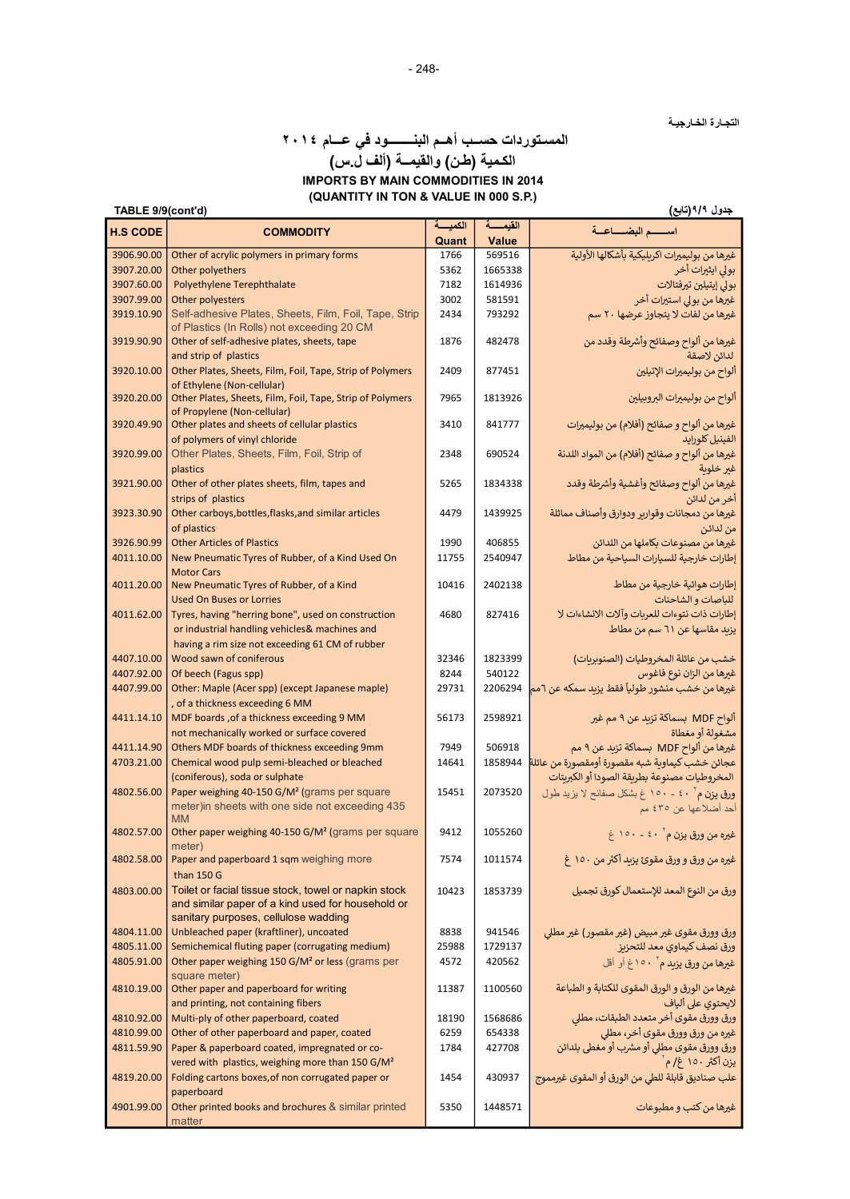التجارة الخارجية

# المستوردات حسب أهم البنود في عام ٢٠١٤
## الكمية (طن) والقيمة (ألف ل.س)
## IMPORTS BY MAIN COMMODITIES IN 2014
## (QUANTITY IN TON & VALUE IN 000 S.P.)

TABLE 9/9(cont'd) | جدول ٩/٩(تابع)

| H.S CODE | COMMODITY | الكمية Quant | القيمة Value | اسم البضاعة |
|---|---|---|---|---|
| 3906.90.00 | Other of acrylic polymers in primary forms | 1766 | 569516 | غيرها من بوليميرات اكريليكية بأشكالها الأولية |
| 3907.20.00 | Other polyethers | 5362 | 1665338 | بولي ايثيرات أخر |
| 3907.60.00 | Polyethylene Terephthalate | 7182 | 1614936 | بولي إيتيلين تيرفتالات |
| 3907.99.00 | Other polyesters | 3002 | 581591 | غيرها من بولي استيرات آخر |
| 3919.10.90 | Self-adhesive Plates, Sheets, Film, Foil, Tape, Strip of Plastics (In Rolls) not exceeding 20 CM | 2434 | 793292 | غيرها من لفات لا يتجاوز عرضها ٢٠ سم |
| 3919.90.90 | Other of self-adhesive plates, sheets, tape and strip of plastics | 1876 | 482478 | غيرها من ألواح وصفائح وأشرطة وقدد من لدائن لاصقة |
| 3920.10.00 | Other Plates, Sheets, Film, Foil, Tape, Strip of Polymers of Ethylene (Non-cellular) | 2409 | 877451 | ألواح من بوليميرات الإتيلين |
| 3920.20.00 | Other Plates, Sheets, Film, Foil, Tape, Strip of Polymers of Propylene (Non-cellular) | 7965 | 1813926 | ألواح من بوليميرات البروبيلين |
| 3920.49.90 | Other plates and sheets of cellular plastics of polymers of vinyl chloride | 3410 | 841777 | غيرها من ألواح و صفائح (أفلام) من بوليميرات الفينيل كلورايد |
| 3920.99.00 | Other Plates, Sheets, Film, Foil, Strip of plastics | 2348 | 690524 | غيرها من ألواح و صفائح (أفلام) من المواد اللدنة غير خلوية |
| 3921.90.00 | Other of other plates sheets, film, tapes and strips of plastics | 5265 | 1834338 | غيرها من ألواح وصفائح وأغشية وأشرطة وقدد أخر من لدائن |
| 3923.30.90 | Other carboys,bottles,flasks,and similar articles of plastics | 4479 | 1439925 | غيرها من دمجانات وقوارير ودوارق وأصناف مماثلة من لدائن |
| 3926.90.99 | Other Articles of Plastics | 1990 | 406855 | غيرها من مصنوعات بكاملها من اللدائن |
| 4011.10.00 | New Pneumatic Tyres of Rubber, of a Kind Used On Motor Cars | 11755 | 2540947 | إطارات خارجية للسيارات السياحية من مطاط |
| 4011.20.00 | New Pneumatic Tyres of Rubber, of a Kind Used On Buses or Lorries | 10416 | 2402138 | إطارات هوائية خارجية من مطاط للباصات و الشاحنات |
| 4011.62.00 | Tyres, having "herring bone", used on construction or industrial handling vehicles& machines and having a rim size not exceeding 61 CM of rubber | 4680 | 827416 | إطارات ذات نتوءات للعربات وآلات الانشاءات لا يزيد مقاسها عن ٦١ سم من مطاط |
| 4407.10.00 | Wood sawn of coniferous | 32346 | 1823399 | خشب من عائلة المخروطيات (الصنوبريات) |
| 4407.92.00 | Of beech (Fagus spp) | 8244 | 540122 | غيرها من الزان نوع فاغوس |
| 4407.99.00 | Other: Maple (Acer spp) (except Japanese maple) , of a thickness exceeding 6 MM | 29731 | 2206294 | غيرها من خشب منشور طولياً فقط يزيد سمكه عن ٦مم |
| 4411.14.10 | MDF boards ,of a thickness exceeding 9 MM not mechanically worked or surface covered | 56173 | 2598921 | ألواح MDF بسماكة تزيد عن ٩ مم غير مشغولة أو مغطاة |
| 4411.14.90 | Others MDF boards of thickness exceeding 9mm | 7949 | 506918 | غيرها من ألواح MDF بسماكة تزيد عن ٩ مم |
| 4703.21.00 | Chemical wood pulp semi-bleached or bleached (coniferous), soda or sulphate | 14641 | 1858944 | عجائن خشب كيماوية شبه مقصورة أومقصورة من عائلة المخروطيات مصنوعة بطريقة الصودا أو الكبريتات |
| 4802.56.00 | Paper weighing 40-150 G/M² (grams per square meter)in sheets with one side not exceeding 435 MM | 15451 | 2073520 | ورق يزن م٢ ٤٠ - ١٥٠ غ بشكل صفائح لا يزيد طول احد أضلاعها عن ٤٣٥ مم |
| 4802.57.00 | Other paper weighing 40-150 G/M² (grams per square meter) | 9412 | 1055260 | غيره من ورق يزن م٢ ٤٠ - ١٥٠ غ |
| 4802.58.00 | Paper and paperboard 1 sqm weighing more than 150 G | 7574 | 1011574 | غيره من ورق و ورق مقوئ يزيد أكثر من ١٥٠ غ |
| 4803.00.00 | Toilet or facial tissue stock, towel or napkin stock and similar paper of a kind used for household or sanitary purposes, cellulose wadding | 10423 | 1853739 | ورق من النوع المعد للإستعمال كورق تجميل |
| 4804.11.00 | Unbleached paper (kraftliner), uncoated | 8838 | 941546 | ورق وورق مقوى غير مبيض (غير مقصور) غير مطلي |
| 4805.11.00 | Semichemical fluting paper (corrugating medium) | 25988 | 1729137 | ورق نصف كيماوي معد للتحزيز |
| 4805.91.00 | Other paper weighing 150 G/M² or less (grams per square meter) | 4572 | 420562 | غيرها من ورق يزيد م٢ ١٥٠غ أو أقل |
| 4810.19.00 | Other paper and paperboard for writing and printing, not containing fibers | 11387 | 1100560 | غيرها من الورق و الورق المقوى للكتابة و الطباعة لايحتوي على ألياف |
| 4810.92.00 | Multi-ply of other paperboard, coated | 18190 | 1568686 | ورق وورق مقوى آخر متعدد الطبقات، مطلي |
| 4810.99.00 | Other of other paperboard and paper, coated | 6259 | 654338 | غيره من ورق وورق مقوى أخر، مطلي |
| 4811.59.90 | Paper & paperboard coated, impregnated or co-vered with plastics, weighing more than 150 G/M² | 1784 | 427708 | ورق وورق مقوى مطلي أو مشرب أو مغطى بلدائن يزن أكثر ١٥٠ غ/ م٢ |
| 4819.20.00 | Folding cartons boxes,of non corrugated paper or paperboard | 1454 | 430937 | علب صناديق قابلة للطي من الورق أو المقوى غيرمموج |
| 4901.99.00 | Other printed books and brochures & similar printed matter | 5350 | 1448571 | غيرها من كتب و مطبوعات |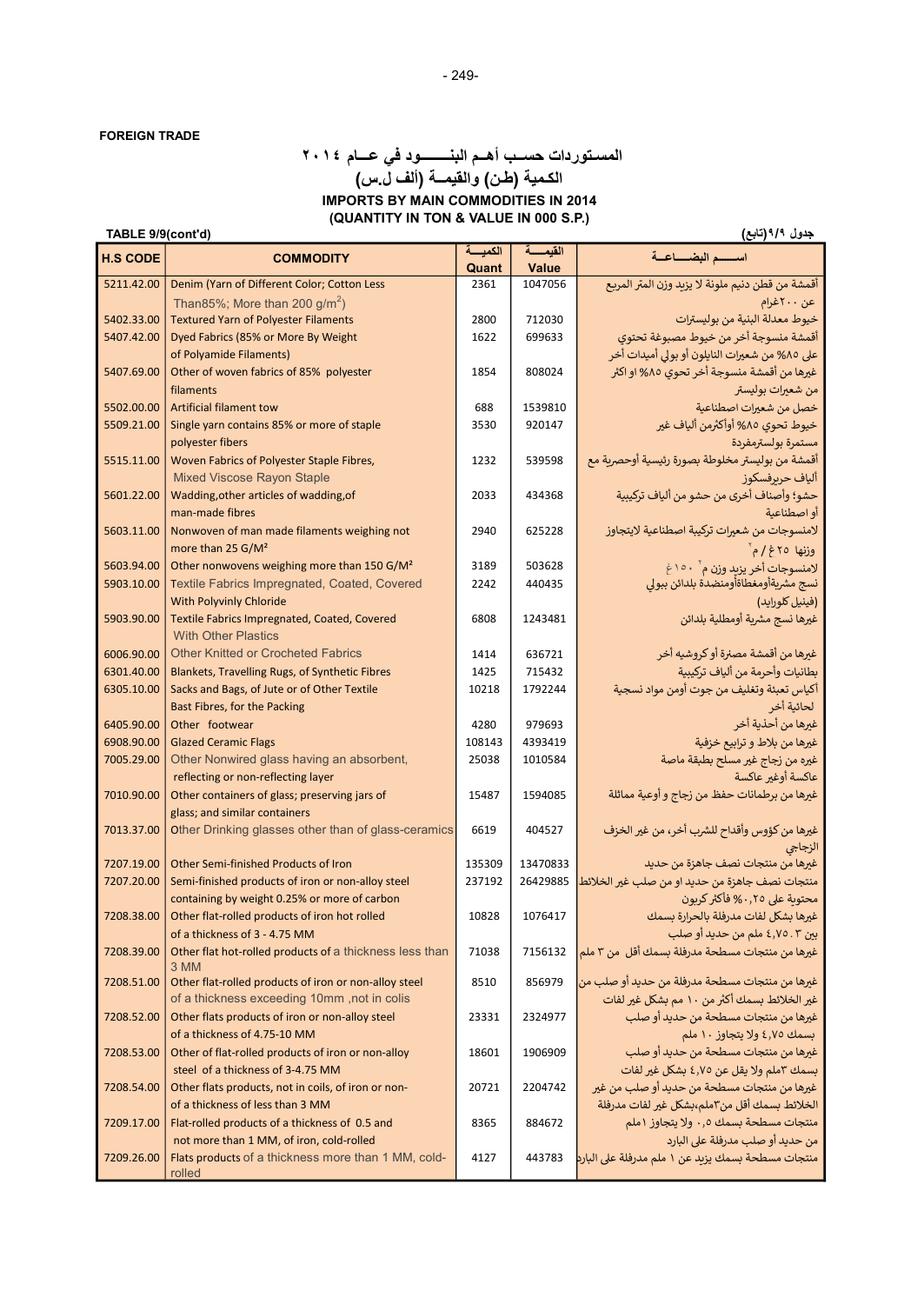**FOREIGN TRADE**

# المستوردات حسب أهم البنــــود في عــام ٢٠١٤
## الكمية (طن) والقيمـة (ألف ل.س)
## IMPORTS BY MAIN COMMODITIES IN 2014
## (QUANTITY IN TON & VALUE IN 000 S.P.)

**TABLE 9/9(cont'd)** — **جدول ٩/٩(تابع)**

| H.S CODE | COMMODITY | الكميـــة Quant | القيمـــة Value | اســــم البضـــاعــة |
|---|---|---|---|---|
| 5211.42.00 | Denim (Yarn of Different Color; Cotton Less Than85%; More than 200 g/m$^2$) | 2361 | 1047056 | أقمشة من قطن دنيم ملونة لا يزيد وزن المتر المربع عن ٢٠٠غرام |
| 5402.33.00 | Textured Yarn of Polyester Filaments | 2800 | 712030 | خيوط معدلة البنية من بوليسترات |
| 5407.42.00 | Dyed Fabrics (85% or More By Weight of Polyamide Filaments) | 1622 | 699633 | أقمشة منسوجة أخر من خيوط مصبوغة تحتوي على ٨٥% من شعيرات النايلون أو بولي أميدات أخر |
| 5407.69.00 | Other of woven fabrics of 85% polyester filaments | 1854 | 808024 | غيرها من أقمشة منسوجة أخر تحوي ٨٥% او اكثر من شعيرات بوليستر |
| 5502.00.00 | Artificial filament tow | 688 | 1539810 | خصل من شعيرات اصطناعية |
| 5509.21.00 | Single yarn contains 85% or more of staple polyester fibers | 3530 | 920147 | خيوط تحوي ٨٥% أوأكثرمن ألياف غير مستمرة بولسترمفردة |
| 5515.11.00 | Woven Fabrics of Polyester Staple Fibres, Mixed Viscose Rayon Staple | 1232 | 539598 | أقمشة من بوليستر مخلوطة بصورة رئيسية أوحصرية مع ألياف حريرفسكوز |
| 5601.22.00 | Wadding,other articles of wadding,of man-made fibres | 2033 | 434368 | حشو؛ وأصناف أخرى من حشو من ألياف تركيبية أو اصطناعية |
| 5603.11.00 | Nonwoven of man made filaments weighing not more than 25 G/M² | 2940 | 625228 | لامنسوجات من شعيرات تركيبة اصطناعية لايتجاوز وزنها ٢٥ غ / م٢ |
| 5603.94.00 | Other nonwovens weighing more than 150 G/M² | 3189 | 503628 | لامنسوجات أخر يزيد وزن م٢ ١٥٠غ |
| 5903.10.00 | Textile Fabrics Impregnated, Coated, Covered With Polyvinly Chloride | 2242 | 440435 | نسج مشربةأومغطاةأومنضدة بلدائن ببولي (فينيل كلورايد) |
| 5903.90.00 | Textile Fabrics Impregnated, Coated, Covered With Other Plastics | 6808 | 1243481 | غيرها نسج مشربة أومطلية بلدائن |
| 6006.90.00 | Other Knitted or Crocheted Fabrics | 1414 | 636721 | غيرها من أقمشة مصنرة أو كروشيه أخر |
| 6301.40.00 | Blankets, Travelling Rugs, of Synthetic Fibres | 1425 | 715432 | بطانيات وأحرمة من ألياف تركيبية |
| 6305.10.00 | Sacks and Bags, of Jute or of Other Textile Bast Fibres, for the Packing | 10218 | 1792244 | أكياس تعبئة وتغليف من جوت أومن مواد نسجية لحائية أخر |
| 6405.90.00 | Other footwear | 4280 | 979693 | غيرها من أحذية أخر |
| 6908.90.00 | Glazed Ceramic Flags | 108143 | 4393419 | غيرها من بلاط و ترابيع خزفية |
| 7005.29.00 | Other Nonwired glass having an absorbent, reflecting or non-reflecting layer | 25038 | 1010584 | غيره من زجاج غير مسلح بطبقة ماصة عاكسة أوغير عاكسة |
| 7010.90.00 | Other containers of glass; preserving jars of glass; and similar containers | 15487 | 1594085 | غيرها من برطمانات حفظ من زجاج و أوعية مماثلة |
| 7013.37.00 | Other Drinking glasses other than of glass-ceramics | 6619 | 404527 | غيرها من كؤوس وأقداح للشرب أخر، من غير الخزف الزجاجي |
| 7207.19.00 | Other Semi-finished Products of Iron | 135309 | 13470833 | غيرها من منتجات نصف جاهزة من حديد |
| 7207.20.00 | Semi-finished products of iron or non-alloy steel containing by weight 0.25% or more of carbon | 237192 | 26429885 | منتجات نصف جاهزة من حديد او من صلب غير الخلائط محتوية على ٠,٢٥% فأكثر كربون |
| 7208.38.00 | Other flat-rolled products of iron hot rolled of a thickness of 3 - 4.75 MM | 10828 | 1076417 | غيرها بشكل لفات مدرفلة بالحرارة بسمك بين ٣ . ٤,٧٥ ملم من حديد أو صلب |
| 7208.39.00 | Other flat hot-rolled products of a thickness less than 3 MM | 71038 | 7156132 | غيرها من منتجات مسطحة مدرفلة بسمك أقل من ٣ ملم |
| 7208.51.00 | Other flat-rolled products of iron or non-alloy steel of a thickness exceeding 10mm ,not in colis | 8510 | 856979 | غيرها من منتجات مسطحة مدرفلة من حديد أو صلب من غير الخلائط بسمك أكثر من ١٠ مم بشكل غير لفات |
| 7208.52.00 | Other flats products of iron or non-alloy steel of a thickness of 4.75-10 MM | 23331 | 2324977 | غيرها من منتجات مسطحة من حديد أو صلب بسمك ٤,٧٥ ولا يتجاوز ١٠ ملم |
| 7208.53.00 | Other of flat-rolled products of iron or non-alloy steel of a thickness of 3-4.75 MM | 18601 | 1906909 | غيرها من منتجات مسطحة من حديد أو صلب بسمك ٣ملم ولا يقل عن ٤,٧٥ بشكل غير لفات |
| 7208.54.00 | Other flats products, not in coils, of iron or non- of a thickness of less than 3 MM | 20721 | 2204742 | غيرها من منتجات مسطحة من حديد أو صلب من غير الخلائط بسمك أقل من٣ملم،بشكل غير لفات مدرفلة |
| 7209.17.00 | Flat-rolled products of a thickness of 0.5 and not more than 1 MM, of iron, cold-rolled | 8365 | 884672 | منتجات مسطحة بسمك ٠,٥ ولا يتجاوز ١ملم من حديد أو صلب مدرفلة على البارد |
| 7209.26.00 | Flats products of a thickness more than 1 MM, cold-rolled | 4127 | 443783 | منتجات مسطحة بسمك يزيد عن ١ ملم مدرفلة على البارد |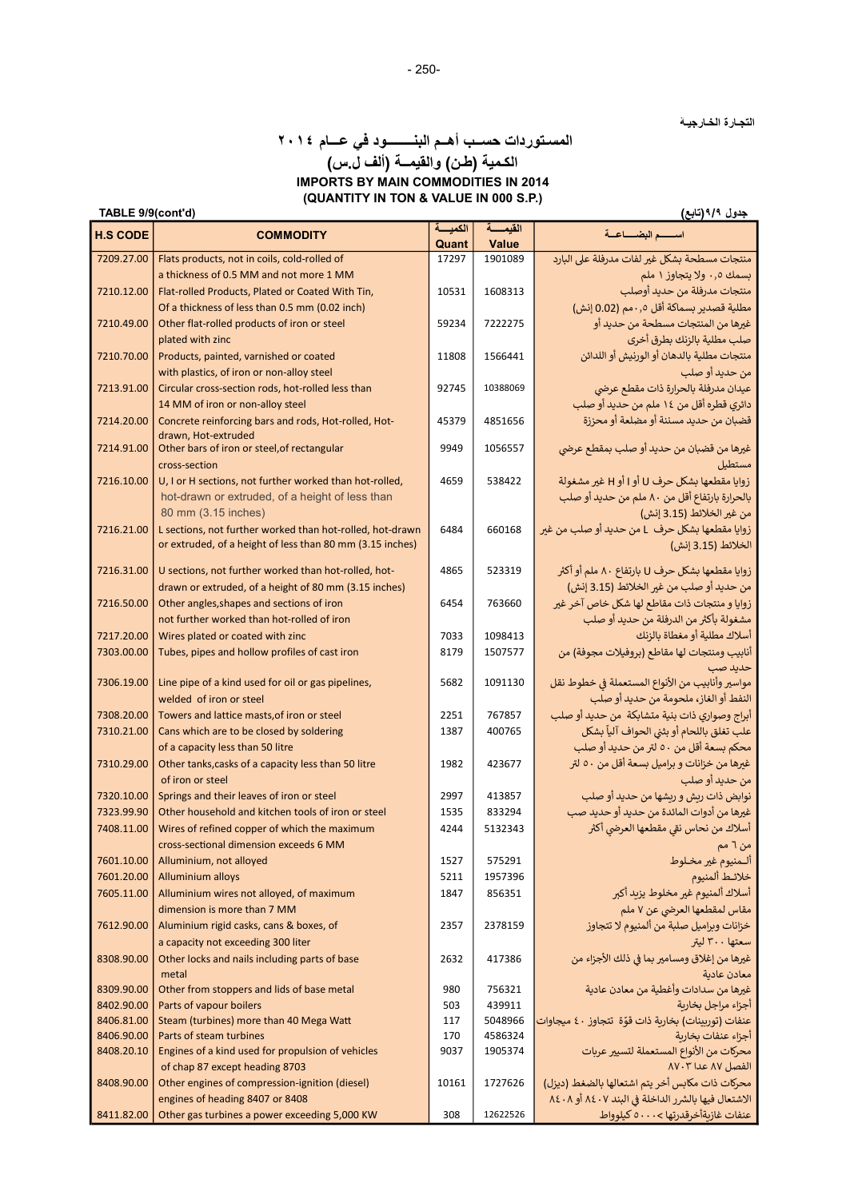التجارة الخارجية

# المستوردات حسب أهم البنود في عام ٢٠١٤
## الكمية (طن) والقيمة (ألف ل.س)
## IMPORTS BY MAIN COMMODITIES IN 2014
## (QUANTITY IN TON & VALUE IN 000 S.P.)

TABLE 9/9(cont'd) | جدول ٩/٩(تابع)

| H.S CODE | COMMODITY | الكمية Quant | القيمة Value | اسم البضاعة |
|---|---|---|---|---|
| 7209.27.00 | Flats products, not in coils, cold-rolled of a thickness of 0.5 MM and not more 1 MM | 17297 | 1901089 | منتجات مسطحة بشكل غير لفات مدرفلة على البارد بسمك ٠,٥ ولا يتجاوز ١ ملم |
| 7210.12.00 | Flat-rolled Products, Plated or Coated With Tin, Of a thickness of less than 0.5 mm (0.02 inch) | 10531 | 1608313 | منتجات مدرفلة من حديد أوصلب مطلية قصدير بسماكة أقل ٠,٥مم (0.02 إنش) |
| 7210.49.00 | Other flat-rolled products of iron or steel plated with zinc | 59234 | 7222275 | غيرها من المنتجات مسطحة من حديد أو صلب مطلية بالزنك بطرق أخرى |
| 7210.70.00 | Products, painted, varnished or coated with plastics, of iron or non-alloy steel | 11808 | 1566441 | منتجات مطلية بالدهان أو الورنيش أو اللدائن من حديد أو صلب |
| 7213.91.00 | Circular cross-section rods, hot-rolled less than 14 MM of iron or non-alloy steel | 92745 | 10388069 | عيدان مدرفلة بالحرارة ذات مقطع عرضي دائري قطره أقل من ١٤ ملم من حديد أو صلب |
| 7214.20.00 | Concrete reinforcing bars and rods, Hot-rolled, Hot-drawn, Hot-extruded | 45379 | 4851656 | قضبان من حديد مسننة أو مضلعة أو محززة |
| 7214.91.00 | Other bars of iron or steel,of rectangular cross-section | 9949 | 1056557 | غيرها من قضبان من حديد أو صلب بمقطع عرضي مستطيل |
| 7216.10.00 | U, I or H sections, not further worked than hot-rolled, hot-drawn or extruded, of a height of less than 80 mm (3.15 inches) | 4659 | 538422 | زوايا مقطعها بشكل حرف U أو I أو H غير مشغولة بالحرارة بارتفاع أقل من ٨٠ ملم من حديد أو صلب من غير الخلائط (3.15 إنش) |
| 7216.21.00 | L sections, not further worked than hot-rolled, hot-drawn or extruded, of a height of less than 80 mm (3.15 inches) | 6484 | 660168 | زوايا مقطعها بشكل حرف L من حديد أو صلب من غير الخلائط (3.15 إنش) |
| 7216.31.00 | U sections, not further worked than hot-rolled, hot-drawn or extruded, of a height of 80 mm (3.15 inches) | 4865 | 523319 | زوايا مقطعها بشكل حرف U بارتفاع ٨٠ ملم أو أكثر من حديد أو صلب من غير الخلائط (3.15 إنش) |
| 7216.50.00 | Other angles,shapes and sections of iron not further worked than hot-rolled of iron | 6454 | 763660 | زوايا و منتجات ذات مقاطع لها شكل خاص آخر غير مشغولة بأكثر من الدرفلة من حديد أو صلب |
| 7217.20.00 | Wires plated or coated with zinc | 7033 | 1098413 | أسلاك مطلية أو مغطاة بالزنك |
| 7303.00.00 | Tubes, pipes and hollow profiles of cast iron | 8179 | 1507577 | أنابيب ومنتجات لها مقاطع (بروفيلات مجوفة) من حديد صب |
| 7306.19.00 | Line pipe of a kind used for oil or gas pipelines, welded of iron or steel | 5682 | 1091130 | مواسير وأنابيب من الأنواع المستعملة في خطوط نقل النفط أو الغاز، ملحومة من حديد أو صلب |
| 7308.20.00 | Towers and lattice masts,of iron or steel | 2251 | 767857 | أبراج وصواري ذات بنية متشابكة من حديد أو صلب |
| 7310.21.00 | Cans which are to be closed by soldering of a capacity less than 50 litre | 1387 | 400765 | علب تغلق باللحام أو بثني الحواف آلياً بشكل محكم بسعة أقل من ٥٠ لتر من حديد أو صلب |
| 7310.29.00 | Other tanks,casks of a capacity less than 50 litre of iron or steel | 1982 | 423677 | غيرها من خزانات و براميل بسعة أقل من ٥٠ لتر من حديد أو صلب |
| 7320.10.00 | Springs and their leaves of iron or steel | 2997 | 413857 | نوابض ذات ريش و ريشها من حديد أو صلب |
| 7323.99.90 | Other household and kitchen tools of iron or steel | 1535 | 833294 | غيرها من أدوات المائدة من حديد أو حديد صب |
| 7408.11.00 | Wires of refined copper of which the maximum cross-sectional dimension exceeds 6 MM | 4244 | 5132343 | أسلاك من نحاس نقي مقطعها العرضي أكثر من ٦ مم |
| 7601.10.00 | Alluminium, not alloyed | 1527 | 575291 | ألمنيوم غير مخلوط |
| 7601.20.00 | Alluminium alloys | 5211 | 1957396 | خلائط ألمنيوم |
| 7605.11.00 | Alluminium wires not alloyed, of maximum dimension is more than 7 MM | 1847 | 856351 | أسلاك ألمنيوم غير مخلوط يزيد أكبر مقاس لمقطعها العرضي عن ٧ ملم |
| 7612.90.00 | Aluminium rigid casks, cans & boxes, of a capacity not exceeding 300 liter | 2357 | 2378159 | خزانات وبراميل صلبة من ألمنيوم لا تتجاوز سعتها ٣٠٠ ليتر |
| 8308.90.00 | Other locks and nails including parts of base metal | 2632 | 417386 | غيرها من إغلاق ومسامير بما في ذلك الأجزاء من معادن عادية |
| 8309.90.00 | Other from stoppers and lids of base metal | 980 | 756321 | غيرها من سدادات وأغطية من معادن عادية |
| 8402.90.00 | Parts of vapour boilers | 503 | 439911 | أجزاء مراجل بخارية |
| 8406.81.00 | Steam (turbines) more than 40 Mega Watt | 117 | 5048966 | عنفات (توربينات) بخارية ذات قوّة تتجاوز ٤٠ ميجاوات |
| 8406.90.00 | Parts of steam turbines | 170 | 4586324 | أجزاء عنفات بخارية |
| 8408.20.10 | Engines of a kind used for propulsion of vehicles of chap 87 except heading 8703 | 9037 | 1905374 | محركات من الأنواع المستعملة لتسيير عربات الفصل ٨٧ عدا ٨٧٠٣ |
| 8408.90.00 | Other engines of compression-ignition (diesel) engines of heading 8407 or 8408 | 10161 | 1727626 | محركات ذات مكابس أخر يتم اشتعالها بالضغط (ديزل) الاشتعال فيها بالشرر الداخلة في البند ٨٤٠٧ أو ٨٤٠٨ |
| 8411.82.00 | Other gas turbines a power exceeding 5,000 KW | 308 | 12622526 | عنفات غازيةأخرقدرتها >٥٠٠٠ كيلوواط |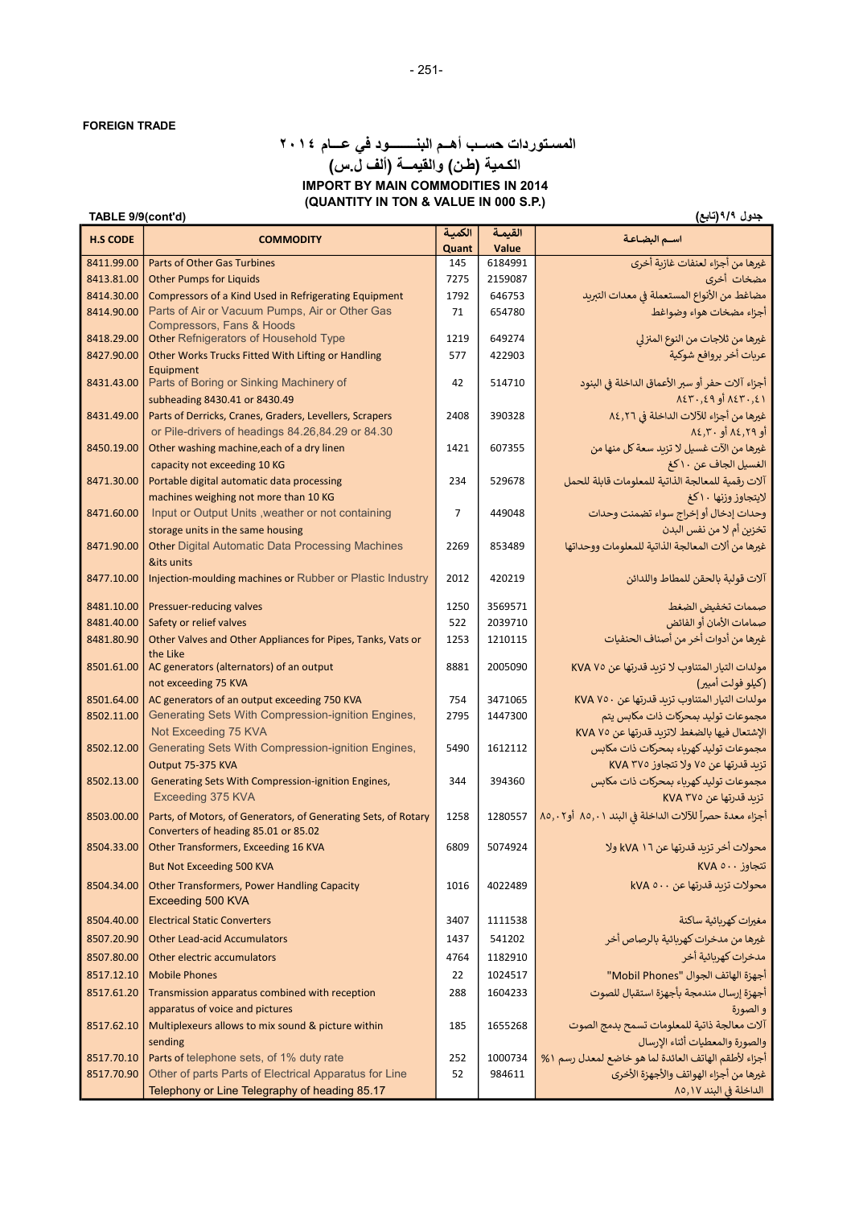FOREIGN TRADE

## المستوردات حسب أهم البنـــــود في عــام ٢٠١٤
## الكمية (طن) والقيمــة (ألف ل.س)
## IMPORT BY MAIN COMMODITIES IN 2014
## (QUANTITY IN TON & VALUE IN 000 S.P.)

TABLE 9/9(cont'd) — جدول ٩/٩(تابع)

| H.S CODE | COMMODITY | الكمية Quant | القيمة Value | اسم البضاعة |
|---|---|---|---|---|
| 8411.99.00 | Parts of Other Gas Turbines | 145 | 6184991 | غيرها من أجزاء لعنفات غازية أخرى |
| 8413.81.00 | Other Pumps for Liquids | 7275 | 2159087 | مضخات أخرى |
| 8414.30.00 | Compressors of a Kind Used in Refrigerating Equipment | 1792 | 646753 | مضاغط من الأنواع المستعملة في معدات التبريد |
| 8414.90.00 | Parts of Air or Vacuum Pumps, Air or Other Gas Compressors, Fans & Hoods | 71 | 654780 | أجزاء مضخات هواء وضواغط |
| 8418.29.00 | Other Refnigerators of Household Type | 1219 | 649274 | غيرها من ثلاجات من النوع المنزلي |
| 8427.90.00 | Other Works Trucks Fitted With Lifting or Handling Equipment | 577 | 422903 | عربات أخر بروافع شوكية |
| 8431.43.00 | Parts of Boring or Sinking Machinery of subheading 8430.41 or 8430.49 | 42 | 514710 | أجزاء آلات حفر أو سبر الأعماق الداخلة في البنود ٨٤٣٠,٤١ أو ٨٤٣٠,٤٩ |
| 8431.49.00 | Parts of Derricks, Cranes, Graders, Levellers, Scrapers or Pile-drivers of headings 84.26,84.29 or 84.30 | 2408 | 390328 | غيرها من أجزاء للآلات الداخلة في ٨٤,٢٦ أو ٨٤,٢٩ أو ٨٤,٣٠ |
| 8450.19.00 | Other washing machine,each of a dry linen capacity not exceeding 10 KG | 1421 | 607355 | غيرها من الات غسيل لا تزيد سعة كل منها من الغسيل الجاف عن ١٠كغ |
| 8471.30.00 | Portable digital automatic data processing machines weighing not more than 10 KG | 234 | 529678 | آلات رقمية للمعالجة الذاتية للمعلومات قابلة للحمل لايتجاوز وزنها ١٠كغ |
| 8471.60.00 | Input or Output Units ,weather or not containing storage units in the same housing | 7 | 449048 | وحدات إدخال أو إخراج سواء تضمنت وحدات تخزين أم لا من نفس البدن |
| 8471.90.00 | Other Digital Automatic Data Processing Machines &its units | 2269 | 853489 | غيرها من آلات المعالجة الذاتية للمعلومات ووحداتها |
| 8477.10.00 | Injection-moulding machines or Rubber or Plastic Industry | 2012 | 420219 | آلات قولبة بالحقن للمطاط واللدائن |
| 8481.10.00 | Pressuer-reducing valves | 1250 | 3569571 | صممات تخفيض الضغط |
| 8481.40.00 | Safety or relief valves | 522 | 2039710 | صمامات الأمان أو الفائض |
| 8481.80.90 | Other Valves and Other Appliances for Pipes, Tanks, Vats or the Like | 1253 | 1210115 | غيرها من أدوات أخر من أصناف الحنفيات |
| 8501.61.00 | AC generators (alternators) of an output not exceeding 75 KVA | 8881 | 2005090 | مولدات التيار المتناوب لا تزيد قدرتها عن KVA ٧٥ (كيلو فولت أمبير) |
| 8501.64.00 | AC generators of an output exceeding 750 KVA | 754 | 3471065 | مولدات التيار المتناوب تزيد قدرتها عن KVA ٧٥٠ |
| 8502.11.00 | Generating Sets With Compression-ignition Engines, Not Exceeding 75 KVA | 2795 | 1447300 | مجموعات توليد بمحركات ذات مكابس يتم الإشتعال فيها بالضغط لاتزيد قدرتها عن KVA ٧٥ |
| 8502.12.00 | Generating Sets With Compression-ignition Engines, Output 75-375 KVA | 5490 | 1612112 | مجموعات توليد كهرباء بمحركات ذات مكابس تزيد قدرتها عن ٧٥ ولا تتجاوز KVA ٣٧٥ |
| 8502.13.00 | Generating Sets With Compression-ignition Engines, Exceeding 375 KVA | 344 | 394360 | مجموعات توليد كهرباء بمحركات ذات مكابس تزيد قدرتها عن KVA ٣٧٥ |
| 8503.00.00 | Parts, of Motors, of Generators, of Generating Sets, of Rotary Converters of heading 85.01 or 85.02 | 1258 | 1280557 | أجزاء معدة حصراً للآلات الداخلة في البند ٨٥,٠١ أو٨٥,٠٢ |
| 8504.33.00 | Other Transformers, Exceeding 16 KVA But Not Exceeding 500 KVA | 6809 | 5074924 | محولات أخر تزيد قدرتها عن kVA ١٦ ولا تتجاوز KVA ٥٠٠ |
| 8504.34.00 | Other Transformers, Power Handling Capacity Exceeding 500 KVA | 1016 | 4022489 | محولات تزيد قدرتها عن kVA ٥٠٠ |
| 8504.40.00 | Electrical Static Converters | 3407 | 1111538 | مغيرات كهربائية ساكنة |
| 8507.20.90 | Other Lead-acid Accumulators | 1437 | 541202 | غيرها من مدخرات كهربائية بالرصاص أخر |
| 8507.80.00 | Other electric accumulators | 4764 | 1182910 | مدخرات كهربائية أخر |
| 8517.12.10 | Mobile Phones | 22 | 1024517 | أجهزة الهاتف الجوال "Mobil Phones" |
| 8517.61.20 | Transmission apparatus combined with reception apparatus of voice and pictures | 288 | 1604233 | أجهزة إرسال مندمجة بأجهزة استقبال للصوت و الصورة |
| 8517.62.10 | Multiplexeurs allows to mix sound & picture within sending | 185 | 1655268 | آلات معالجة ذاتية للمعلومات تسمح بدمج الصوت والصورة والمعطيات أثناء الإرسال |
| 8517.70.10 | Parts of telephone sets, of 1% duty rate | 252 | 1000734 | أجزاء لأطقم الهاتف العائدة لما هو خاضع لمعدل رسم ١% |
| 8517.70.90 | Other of parts Parts of Electrical Apparatus for Line Telephony or Line Telegraphy of heading 85.17 | 52 | 984611 | غيرها من أجزاء الهواتف والأجهزة الأخرى الداخلة في البند ٨٥,١٧ |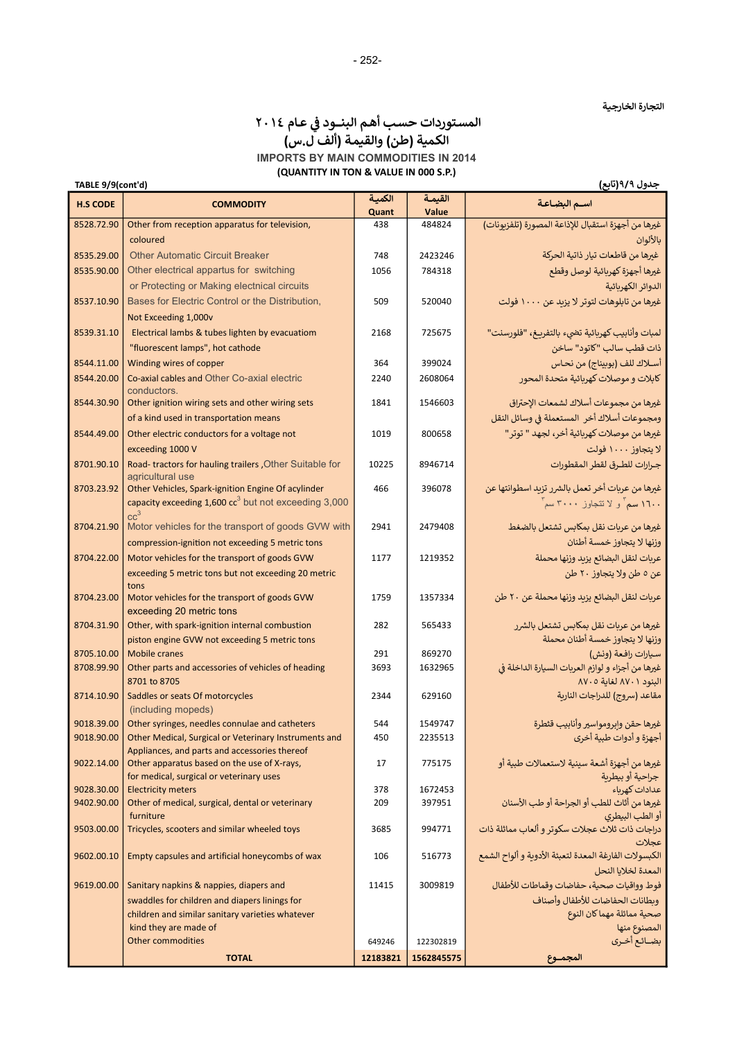التجارة الخارجية

# المستوردات حسب أهم البنـود في عام ٢٠١٤
## الكمية (طن) والقيمة (ألف ل.س)
## IMPORTS BY MAIN COMMODITIES IN 2014
## (QUANTITY IN TON & VALUE IN 000 S.P.)

TABLE 9/9(cont'd) — جدول ٩/٩(تابع)

| H.S CODE | COMMODITY | الكمية Quant | القيمة Value | اسم البضاعة |
|---|---|---|---|---|
| 8528.72.90 | Other from reception apparatus for television, coloured | 438 | 484824 | غيرها من أجهزة استقبال للإذاعة المصورة (تلفزيونات) بالألوان |
| 8535.29.00 | Other Automatic Circuit Breaker | 748 | 2423246 | غيرها من قاطعات تيار ذاتية الحركة |
| 8535.90.00 | Other electrical appartus for switching or Protecting or Making electrical circuits | 1056 | 784318 | غيرها أجهزة كهربائية لوصل وقطع الدوائر الكهربائية |
| 8537.10.90 | Bases for Electric Control or the Distribution, Not Exceeding 1,000v | 509 | 520040 | غيرها من تابلوهات لتوتر لا يزيد عن ١٠٠٠ فولت |
| 8539.31.10 | Electrical lambs & tubes lighten by evacuatiom "fluorescent lamps", hot cathode | 2168 | 725675 | لمبات وأنابيب كهربائية تضيء بالتفريغ، "فلورسنت" ذات قطب سالب "كاتود" ساخن |
| 8544.11.00 | Winding wires of copper | 364 | 399024 | أسلاك للف (بوبيناج) من نحاس |
| 8544.20.00 | Co-axial cables and Other Co-axial electric conductors. | 2240 | 2608064 | كابلات و موصلات كهربائية متحدة المحور |
| 8544.30.90 | Other ignition wiring sets and other wiring sets of a kind used in transportation means | 1841 | 1546603 | غيرها من مجموعات أسلاك لشمعات الإحتراق ومجموعات أسلاك أخر المستعملة في وسائل النقل |
| 8544.49.00 | Other electric conductors for a voltage not exceeding 1000 V | 1019 | 800658 | غيرها من موصلات كهربائية أخر، لجهد " توتر" لا يتجاوز ١٠٠٠ فولت |
| 8701.90.10 | Road- tractors for hauling trailers ,Other Suitable for agricultural use | 10225 | 8946714 | جرارات للطرق لقطر المقطورات |
| 8703.23.92 | Other Vehicles, Spark-ignition Engine Of acylinder capacity exceeding 1,600 $cc^3$ but not exceeding 3,000 $cc^3$ | 466 | 396078 | غيرها من عربات أخر تعمل بالشرر تزيد اسطوانتها عن ١٦٠٠ سم٣ و لا تتجاوز ٣٠٠٠ سم٣ |
| 8704.21.90 | Motor vehicles for the transport of goods GVW with compression-ignition not exceeding 5 metric tons | 2941 | 2479408 | غيرها من عربات نقل بمكابس تشتعل بالضغط وزنها لا يتجاوز خمسة أطنان |
| 8704.22.00 | Motor vehicles for the transport of goods GVW exceeding 5 metric tons but not exceeding 20 metric tons | 1177 | 1219352 | عربات لنقل البضائع يزيد وزنها محملة عن ٥ طن ولا يتجاوز ٢٠ طن |
| 8704.23.00 | Motor vehicles for the transport of goods GVW exceeding 20 metric tons | 1759 | 1357334 | عربات لنقل البضائع يزيد وزنها محملة عن ٢٠ طن |
| 8704.31.90 | Other, with spark-ignition internal combustion piston engine GVW not exceeding 5 metric tons | 282 | 565433 | غيرها من عربات نقل بمكابس تشتعل بالشرر وزنها لا يتجاوز خمسة أطنان محملة |
| 8705.10.00 | Mobile cranes | 291 | 869270 | سيارات رافعة (ونش) |
| 8708.99.90 | Other parts and accessories of vehicles of heading 8701 to 8705 | 3693 | 1632965 | غيرها من أجزاء و لوازم العربات السيارة الداخلة في البنود ٨٧٠١ لغاية ٨٧٠٥ |
| 8714.10.90 | Saddles or seats Of motorcycles (including mopeds) | 2344 | 629160 | مقاعد (سروج) للدراجات النارية |
| 9018.39.00 | Other syringes, needles connulae and catheters | 544 | 1549747 | غيرها حقن وإبروسواسير وأنابيب قثطرة |
| 9018.90.00 | Other Medical, Surgical or Veterinary Instruments and Appliances, and parts and accessories thereof | 450 | 2235513 | أجهزة و أدوات طبية أخرى |
| 9022.14.00 | Other apparatus based on the use of X-rays, for medical, surgical or veterinary uses | 17 | 775175 | غيرها من أجهزة أشعة سينية لاستعمالات طبية أو جراحية أو بيطرية |
| 9028.30.00 | Electricity meters | 378 | 1672453 | عدادات كهرباء |
| 9402.90.00 | Other of medical, surgical, dental or veterinary furniture | 209 | 397951 | غيرها من أثاث للطب أو الجراحة أو طب الأسنان أو الطب البيطري |
| 9503.00.00 | Tricycles, scooters and similar wheeled toys | 3685 | 994771 | دراجات ذات ثلاث عجلات سكوتر و ألعاب مماثلة ذات عجلات |
| 9602.00.10 | Empty capsules and artificial honeycombs of wax | 106 | 516773 | الكبسولات الفارغة المعدة لتعبئة الأدوية و ألواح الشمع المعدة لخلايا النحل |
| 9619.00.00 | Sanitary napkins & nappies, diapers and swaddles for children and diapers linings for children and similar sanitary varieties whatever kind they are made of | 11415 | 3009819 | فوط وواقيات صحية، حفاضات وقماطات للأطفال وبطانات الحفاضات للأطفال وأصناف صحية مماثلة مهما كان النوع المصنوع منها |
| | Other commodities | 649246 | 122302819 | بضـائع أخـرى |
| | **TOTAL** | **12183821** | **1562845575** | **المجمـوع** |